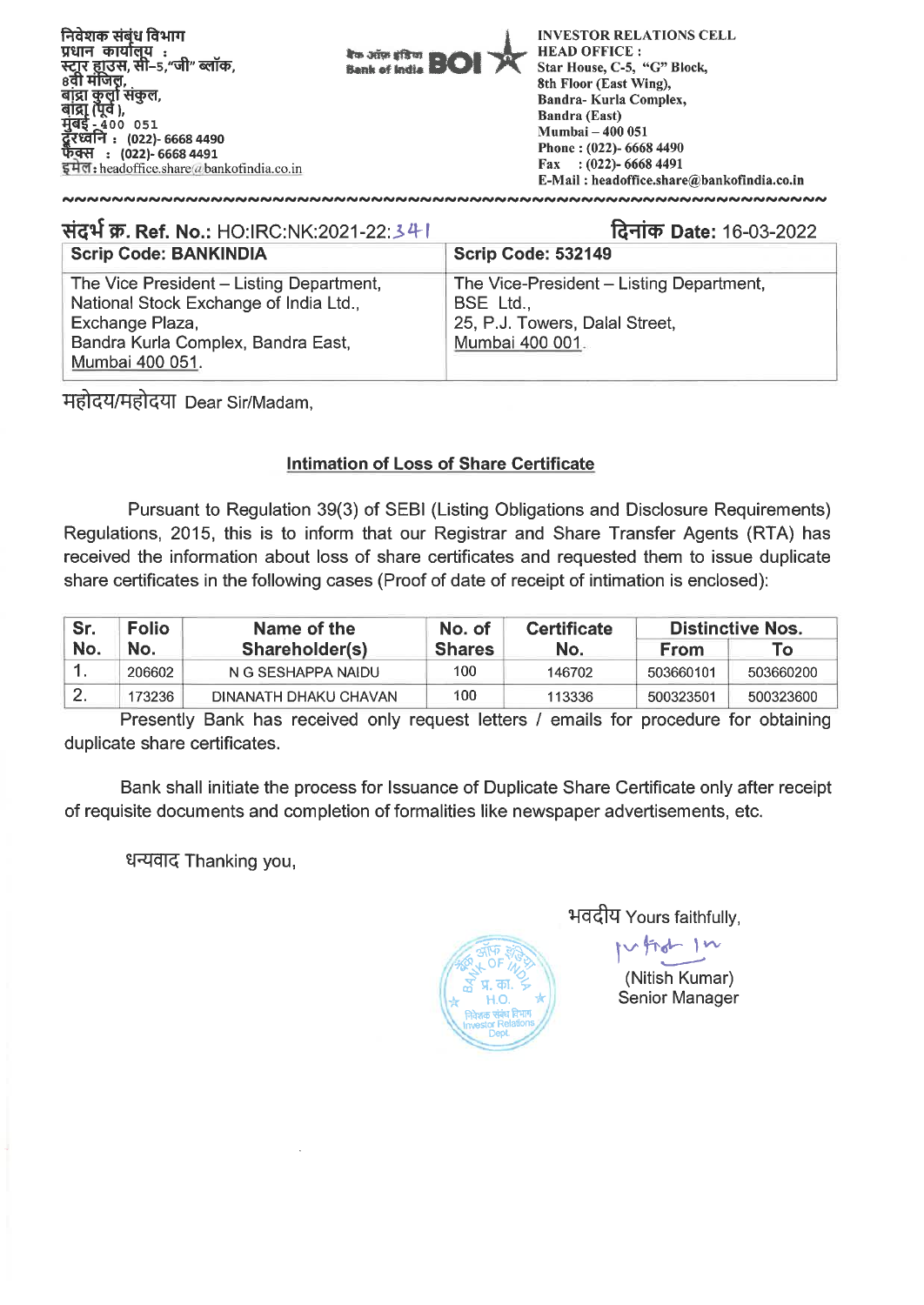निवेशक संबंध विभाग
प्रधान कार्यालय :
स्टार हाउस, सी–5,"जी" ब्लॉक,
8वी मंजिल,
बांद्रा कुर्ला संकुल,
बांद्रा (पूर्व ),
मुंबई - 400 051
दूरध्वनि : (022)- 6668 4490
फैक्स : (022)- 6668 4491
इमेल: headoffice.share@bankofindia.co.in

बैंक ऑफ़ इंडिया Bank of India BOI

INVESTOR RELATIONS CELL
HEAD OFFICE :
Star House, C-5, "G" Block,
8th Floor (East Wing),
Bandra- Kurla Complex,
Bandra (East)
Mumbai – 400 051
Phone : (022)- 6668 4490
Fax : (022)- 6668 4491
E-Mail : headoffice.share@bankofindia.co.in

संदर्भ क्र. Ref. No.: HO:IRC:NK:2021-22:341

दिनांक Date: 16-03-2022

| Scrip Code: BANKINDIA | Scrip Code: 532149 |
|---|---|
| The Vice President – Listing Department, National Stock Exchange of India Ltd., Exchange Plaza, Bandra Kurla Complex, Bandra East, Mumbai 400 051. | The Vice-President – Listing Department, BSE Ltd., 25, P.J. Towers, Dalal Street, Mumbai 400 001. |

महोदय/महोदया Dear Sir/Madam,

## Intimation of Loss of Share Certificate

Pursuant to Regulation 39(3) of SEBI (Listing Obligations and Disclosure Requirements) Regulations, 2015, this is to inform that our Registrar and Share Transfer Agents (RTA) has received the information about loss of share certificates and requested them to issue duplicate share certificates in the following cases (Proof of date of receipt of intimation is enclosed):

| Sr. No. | Folio No. | Name of the Shareholder(s) | No. of Shares | Certificate No. | Distinctive Nos. | |
|---|---|---|---|---|---|---|
| | | | | | From | To |
| 1. | 206602 | N G SESHAPPA NAIDU | 100 | 146702 | 503660101 | 503660200 |
| 2. | 173236 | DINANATH DHAKU CHAVAN | 100 | 113336 | 500323501 | 500323600 |

Presently Bank has received only request letters / emails for procedure for obtaining duplicate share certificates.

Bank shall initiate the process for Issuance of Duplicate Share Certificate only after receipt of requisite documents and completion of formalities like newspaper advertisements, etc.

धन्यवाद Thanking you,

भवदीय Yours faithfully,

(Nitish Kumar)
Senior Manager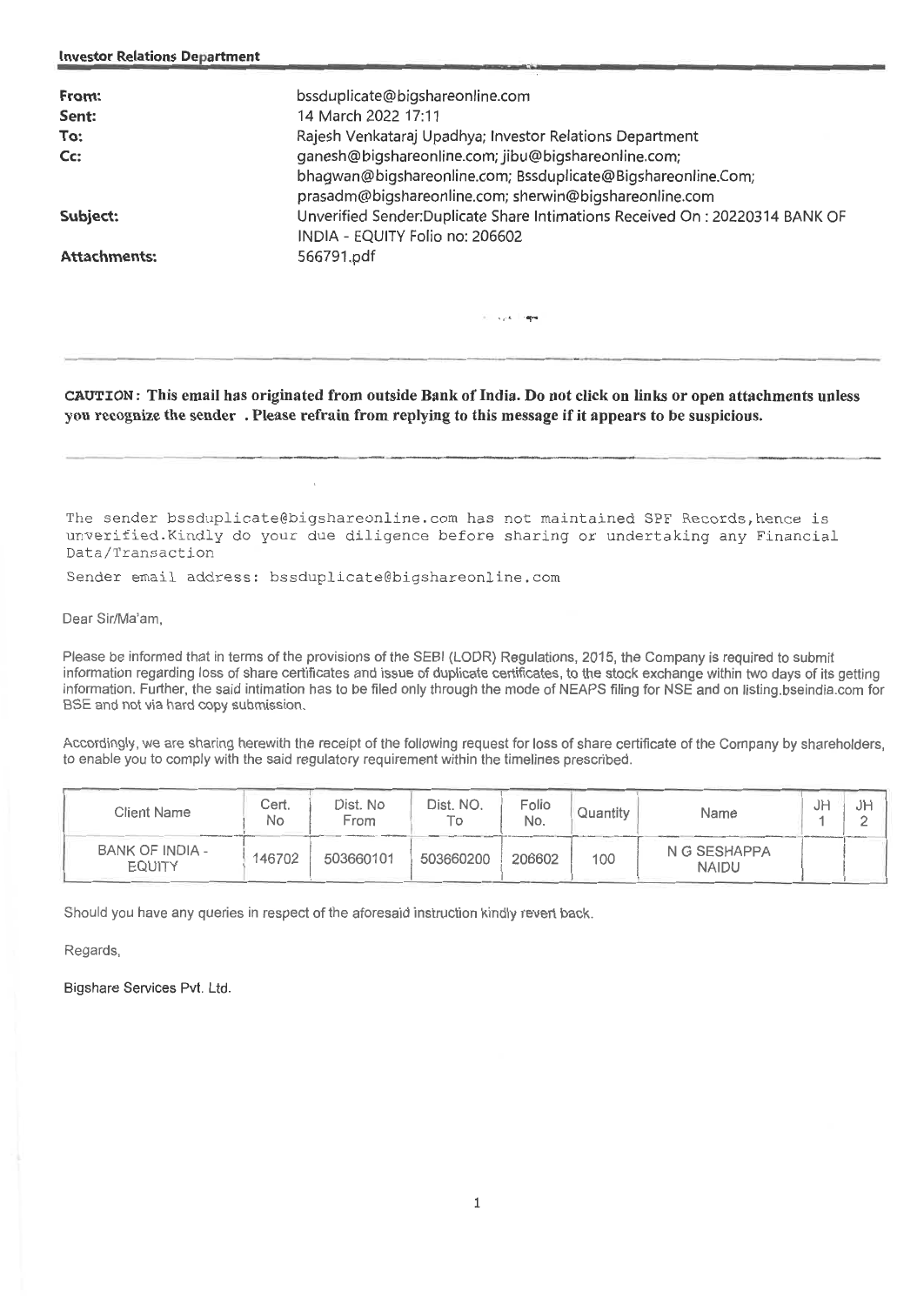**Investor Relations Department**

| | |
|---|---|
| **From:** | bssduplicate@bigshareonline.com |
| **Sent:** | 14 March 2022 17:11 |
| **To:** | Rajesh Venkataraj Upadhya; Investor Relations Department |
| **Cc:** | ganesh@bigshareonline.com; jibu@bigshareonline.com; bhagwan@bigshareonline.com; Bssduplicate@Bigshareonline.Com; prasadm@bigshareonline.com; sherwin@bigshareonline.com |
| **Subject:** | Unverified Sender:Duplicate Share Intimations Received On : 20220314 BANK OF INDIA - EQUITY Folio no: 206602 |
| **Attachments:** | 566791.pdf |

**CAUTION: This email has originated from outside Bank of India. Do not click on links or open attachments unless you recognize the sender . Please refrain from replying to this message if it appears to be suspicious.**

The sender bssduplicate@bigshareonline.com has not maintained SPF Records,hence is unverified.Kindly do your due diligence before sharing or undertaking any Financial Data/Transaction

Sender email address: bssduplicate@bigshareonline.com

Dear Sir/Ma'am,

Please be informed that in terms of the provisions of the SEBI (LODR) Regulations, 2015, the Company is required to submit information regarding loss of share certificates and issue of duplicate certificates, to the stock exchange within two days of its getting information. Further, the said intimation has to be filed only through the mode of NEAPS filing for NSE and on listing.bseindia.com for BSE and not via hard copy submission.

Accordingly, we are sharing herewith the receipt of the following request for loss of share certificate of the Company by shareholders, to enable you to comply with the said regulatory requirement within the timelines prescribed.

| Client Name | Cert. No | Dist. No From | Dist. NO. To | Folio No. | Quantity | Name | JH 1 | JH 2 |
|---|---|---|---|---|---|---|---|---|
| BANK OF INDIA - EQUITY | 146702 | 503660101 | 503660200 | 206602 | 100 | N G SESHAPPA NAIDU | | |

Should you have any queries in respect of the aforesaid instruction kindly revert back.

Regards,

Bigshare Services Pvt. Ltd.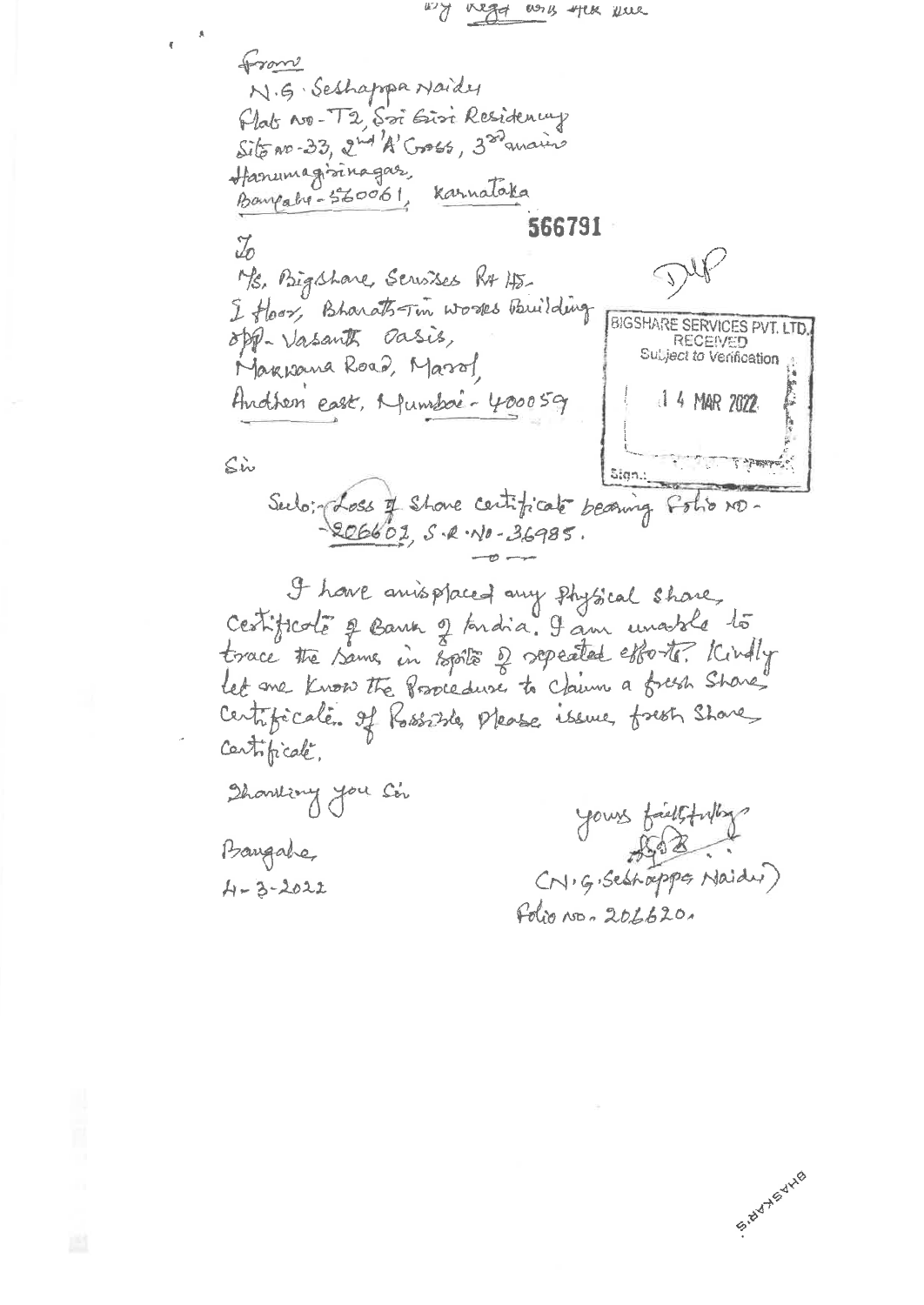By Regd with ack due

From
N.G. Seshappa Naidu
Flat No - T2, Sri Giri Residency
Site no-33, 2nd 'A' Cross, 3rd main
Hanumagirinagar,
Bangalore - 560061, Karnataka

566791

To
M/s. Bigshare Services Pvt Ltd
I floor, Bharath Tin works Building
opp - Vasanth Oasis,
Makwana Road, Marol,
Andheri east, Mumbai - 400059

BIGSHARE SERVICES PVT. LTD.
RECEIVED
Subject to Verification
14 MAR 2022
Sign.:

Sir

Sub:- Loss of share certificate bearing Folio No - 206602, S.R.No - 36985.

I have misplaced my Physical share certificate of Bank of India. I am unable to trace the same in spite of repeated efforts. Kindly let me know the procedure to claim a fresh share certificate. If possible please issue fresh share certificate.

Thanking you Sir

Yours faithfully
(N.G. Seshappa Naidu)
Folio no. 206620.

Bangalore
4-3-2022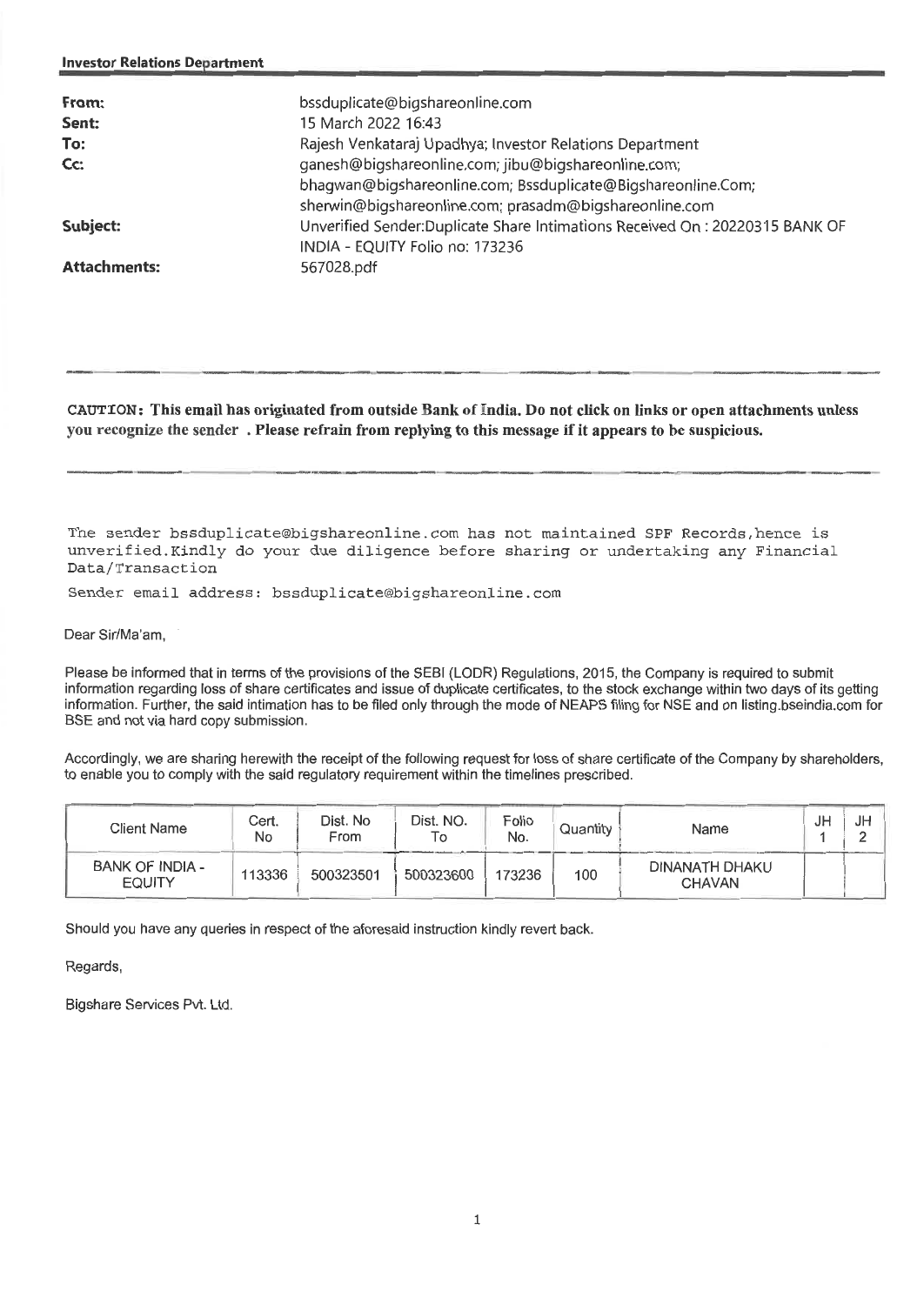**Investor Relations Department**

| | |
|---|---|
| **From:** | bssduplicate@bigshareonline.com |
| **Sent:** | 15 March 2022 16:43 |
| **To:** | Rajesh Venkataraj Upadhya; Investor Relations Department |
| **Cc:** | ganesh@bigshareonline.com; jibu@bigshareonline.com; bhagwan@bigshareonline.com; Bssduplicate@Bigshareonline.Com; sherwin@bigshareonline.com; prasadm@bigshareonline.com |
| **Subject:** | Unverified Sender:Duplicate Share Intimations Received On : 20220315 BANK OF INDIA - EQUITY Folio no: 173236 |
| **Attachments:** | 567028.pdf |

**CAUTION: This email has originated from outside Bank of India. Do not click on links or open attachments unless you recognize the sender . Please refrain from replying to this message if it appears to be suspicious.**

The sender bssduplicate@bigshareonline.com has not maintained SPF Records,hence is unverified.Kindly do your due diligence before sharing or undertaking any Financial Data/Transaction

Sender email address: bssduplicate@bigshareonline.com

Dear Sir/Ma'am,

Please be informed that in terms of the provisions of the SEBI (LODR) Regulations, 2015, the Company is required to submit information regarding loss of share certificates and issue of duplicate certificates, to the stock exchange within two days of its getting information. Further, the said intimation has to be filed only through the mode of NEAPS filing for NSE and on listing.bseindia.com for BSE and not via hard copy submission.

Accordingly, we are sharing herewith the receipt of the following request for loss of share certificate of the Company by shareholders, to enable you to comply with the said regulatory requirement within the timelines prescribed.

| Client Name | Cert. No | Dist. No From | Dist. NO. To | Folio No. | Quantity | Name | JH 1 | JH 2 |
|---|---|---|---|---|---|---|---|---|
| BANK OF INDIA - EQUITY | 113336 | 500323501 | 500323600 | 173236 | 100 | DINANATH DHAKU CHAVAN | | |

Should you have any queries in respect of the aforesaid instruction kindly revert back.

Regards,

Bigshare Services Pvt. Ltd.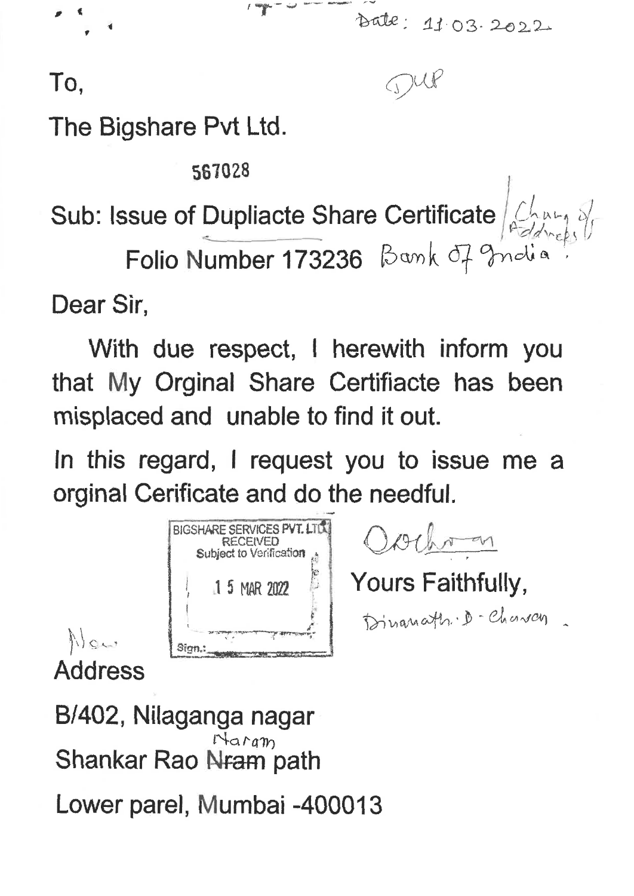Date: 11.03.2022

To,

DUP

The Bigshare Pvt Ltd.

567028

Sub: Issue of Dupliacte Share Certificate / Chang of Address

Folio Number 173236 Bank of India.

Dear Sir,

With due respect, I herewith inform you that My Orginal Share Certifiacte has been misplaced and unable to find it out.

In this regard, I request you to issue me a orginal Cerificate and do the needful.

BIGSHARE SERVICES PVT. LTD.
RECEIVED
Subject to Verification
15 MAR 2022
Sign.:

Yours Faithfully,

Dinanath. D. Chavan.

New Address

B/402, Nilaganga nagar

Shankar Rao ~~Nram~~ Naram path

Lower parel, Mumbai -400013